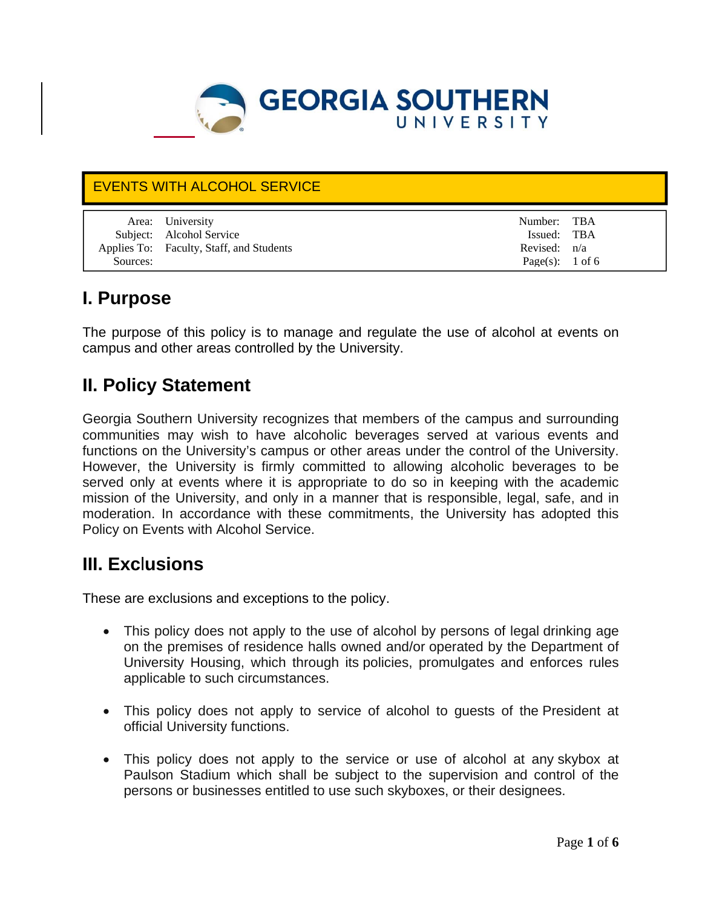GEORGIA SOUTHERN UNIVERSITY

# EVENTS WITH ALCOHOL SERVICE

| | | | |
|---|---|---|---|
| Area: | University | Number: | TBA |
| Subject: | Alcohol Service | Issued: | TBA |
| Applies To: | Faculty, Staff, and Students | Revised: | n/a |
| Sources: | | Page(s): | 1 of 6 |

## I. Purpose

The purpose of this policy is to manage and regulate the use of alcohol at events on campus and other areas controlled by the University.

## II. Policy Statement

Georgia Southern University recognizes that members of the campus and surrounding communities may wish to have alcoholic beverages served at various events and functions on the University's campus or other areas under the control of the University. However, the University is firmly committed to allowing alcoholic beverages to be served only at events where it is appropriate to do so in keeping with the academic mission of the University, and only in a manner that is responsible, legal, safe, and in moderation. In accordance with these commitments, the University has adopted this Policy on Events with Alcohol Service.

## III. Exclusions

These are exclusions and exceptions to the policy.

- This policy does not apply to the use of alcohol by persons of legal drinking age on the premises of residence halls owned and/or operated by the Department of University Housing, which through its policies, promulgates and enforces rules applicable to such circumstances.
- This policy does not apply to service of alcohol to guests of the President at official University functions.
- This policy does not apply to the service or use of alcohol at any skybox at Paulson Stadium which shall be subject to the supervision and control of the persons or businesses entitled to use such skyboxes, or their designees.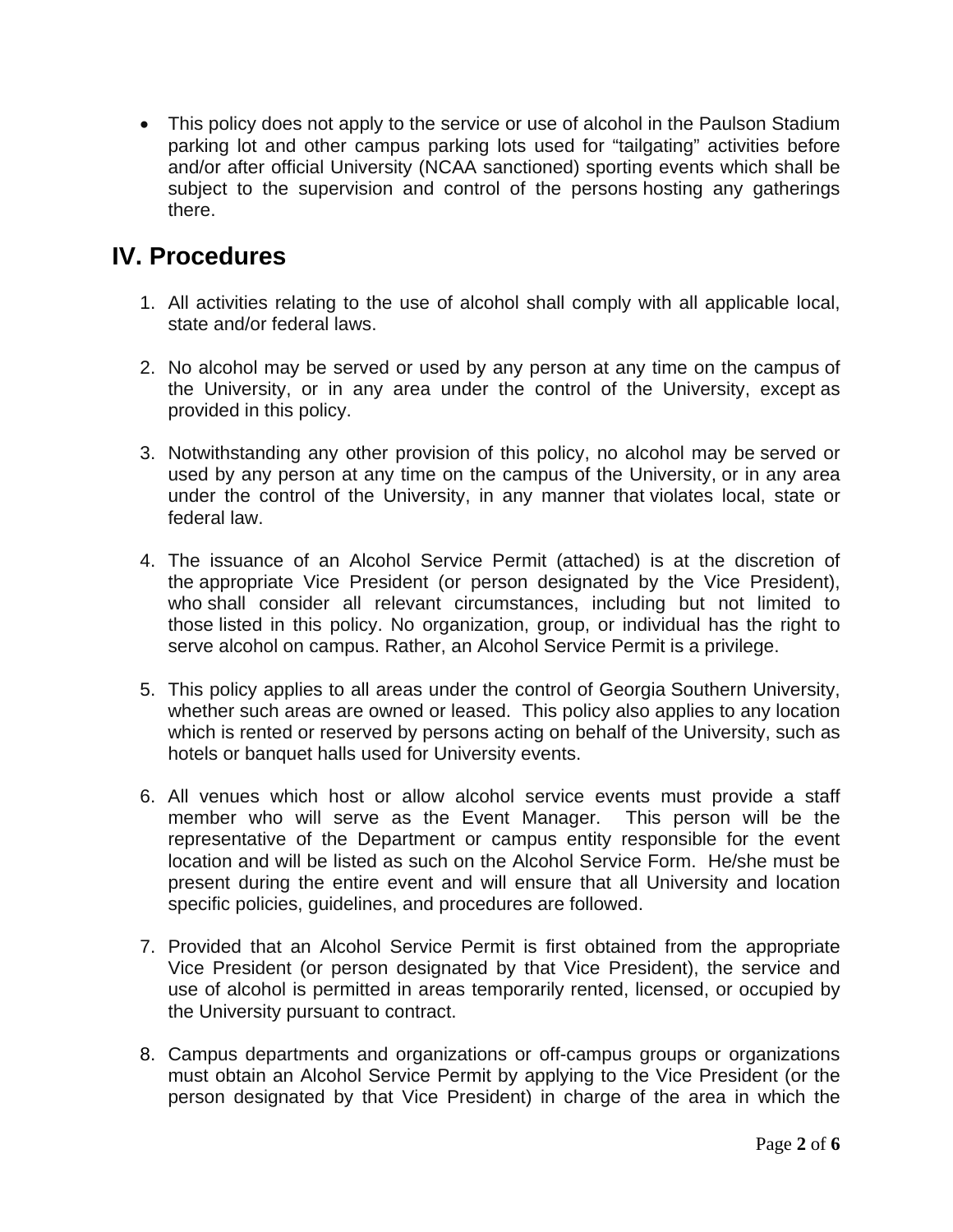- This policy does not apply to the service or use of alcohol in the Paulson Stadium parking lot and other campus parking lots used for “tailgating” activities before and/or after official University (NCAA sanctioned) sporting events which shall be subject to the supervision and control of the persons hosting any gatherings there.

## IV. Procedures

1. All activities relating to the use of alcohol shall comply with all applicable local, state and/or federal laws.

2. No alcohol may be served or used by any person at any time on the campus of the University, or in any area under the control of the University, except as provided in this policy.

3. Notwithstanding any other provision of this policy, no alcohol may be served or used by any person at any time on the campus of the University, or in any area under the control of the University, in any manner that violates local, state or federal law.

4. The issuance of an Alcohol Service Permit (attached) is at the discretion of the appropriate Vice President (or person designated by the Vice President), who shall consider all relevant circumstances, including but not limited to those listed in this policy. No organization, group, or individual has the right to serve alcohol on campus. Rather, an Alcohol Service Permit is a privilege.

5. This policy applies to all areas under the control of Georgia Southern University, whether such areas are owned or leased. This policy also applies to any location which is rented or reserved by persons acting on behalf of the University, such as hotels or banquet halls used for University events.

6. All venues which host or allow alcohol service events must provide a staff member who will serve as the Event Manager. This person will be the representative of the Department or campus entity responsible for the event location and will be listed as such on the Alcohol Service Form. He/she must be present during the entire event and will ensure that all University and location specific policies, guidelines, and procedures are followed.

7. Provided that an Alcohol Service Permit is first obtained from the appropriate Vice President (or person designated by that Vice President), the service and use of alcohol is permitted in areas temporarily rented, licensed, or occupied by the University pursuant to contract.

8. Campus departments and organizations or off-campus groups or organizations must obtain an Alcohol Service Permit by applying to the Vice President (or the person designated by that Vice President) in charge of the area in which the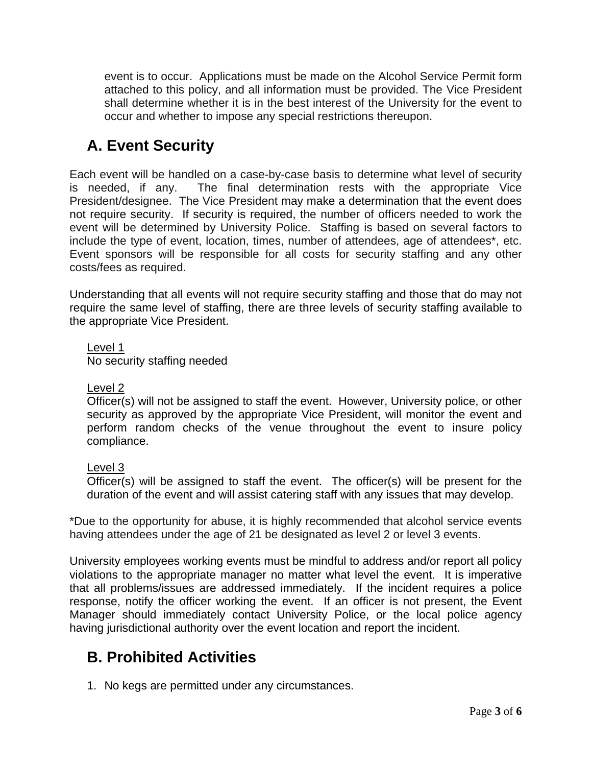event is to occur. Applications must be made on the Alcohol Service Permit form attached to this policy, and all information must be provided. The Vice President shall determine whether it is in the best interest of the University for the event to occur and whether to impose any special restrictions thereupon.

## A. Event Security

Each event will be handled on a case-by-case basis to determine what level of security is needed, if any. The final determination rests with the appropriate Vice President/designee. The Vice President may make a determination that the event does not require security. If security is required, the number of officers needed to work the event will be determined by University Police. Staffing is based on several factors to include the type of event, location, times, number of attendees, age of attendees*, etc. Event sponsors will be responsible for all costs for security staffing and any other costs/fees as required.

Understanding that all events will not require security staffing and those that do may not require the same level of staffing, there are three levels of security staffing available to the appropriate Vice President.

Level 1
No security staffing needed

Level 2
Officer(s) will not be assigned to staff the event. However, University police, or other security as approved by the appropriate Vice President, will monitor the event and perform random checks of the venue throughout the event to insure policy compliance.

Level 3
Officer(s) will be assigned to staff the event. The officer(s) will be present for the duration of the event and will assist catering staff with any issues that may develop.

*Due to the opportunity for abuse, it is highly recommended that alcohol service events having attendees under the age of 21 be designated as level 2 or level 3 events.

University employees working events must be mindful to address and/or report all policy violations to the appropriate manager no matter what level the event. It is imperative that all problems/issues are addressed immediately. If the incident requires a police response, notify the officer working the event. If an officer is not present, the Event Manager should immediately contact University Police, or the local police agency having jurisdictional authority over the event location and report the incident.

## B. Prohibited Activities

1. No kegs are permitted under any circumstances.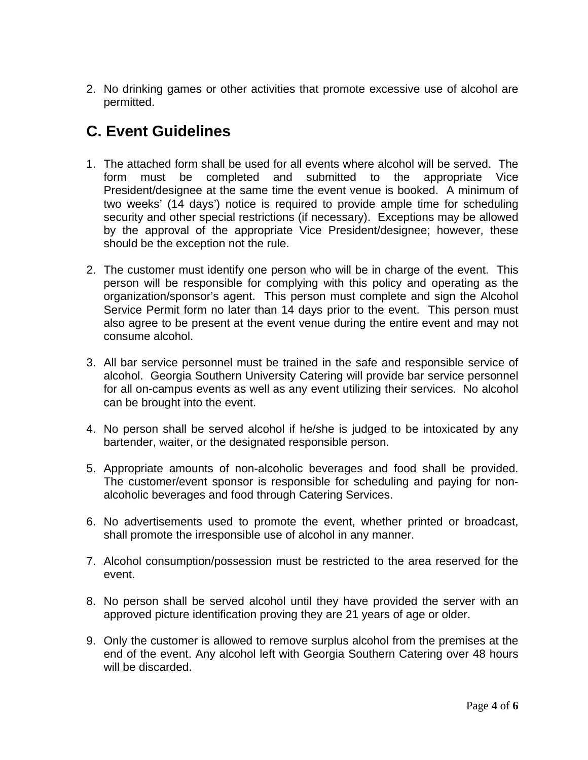2. No drinking games or other activities that promote excessive use of alcohol are permitted.

## C. Event Guidelines

1. The attached form shall be used for all events where alcohol will be served. The form must be completed and submitted to the appropriate Vice President/designee at the same time the event venue is booked. A minimum of two weeks' (14 days') notice is required to provide ample time for scheduling security and other special restrictions (if necessary). Exceptions may be allowed by the approval of the appropriate Vice President/designee; however, these should be the exception not the rule.

2. The customer must identify one person who will be in charge of the event. This person will be responsible for complying with this policy and operating as the organization/sponsor's agent. This person must complete and sign the Alcohol Service Permit form no later than 14 days prior to the event. This person must also agree to be present at the event venue during the entire event and may not consume alcohol.

3. All bar service personnel must be trained in the safe and responsible service of alcohol. Georgia Southern University Catering will provide bar service personnel for all on-campus events as well as any event utilizing their services. No alcohol can be brought into the event.

4. No person shall be served alcohol if he/she is judged to be intoxicated by any bartender, waiter, or the designated responsible person.

5. Appropriate amounts of non-alcoholic beverages and food shall be provided. The customer/event sponsor is responsible for scheduling and paying for non-alcoholic beverages and food through Catering Services.

6. No advertisements used to promote the event, whether printed or broadcast, shall promote the irresponsible use of alcohol in any manner.

7. Alcohol consumption/possession must be restricted to the area reserved for the event.

8. No person shall be served alcohol until they have provided the server with an approved picture identification proving they are 21 years of age or older.

9. Only the customer is allowed to remove surplus alcohol from the premises at the end of the event. Any alcohol left with Georgia Southern Catering over 48 hours will be discarded.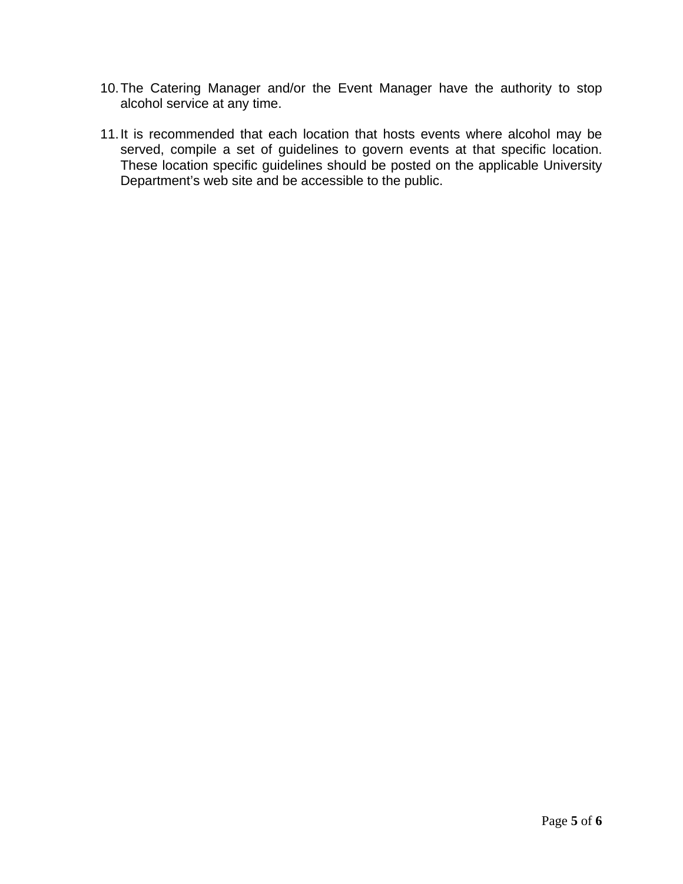10. The Catering Manager and/or the Event Manager have the authority to stop alcohol service at any time.

11. It is recommended that each location that hosts events where alcohol may be served, compile a set of guidelines to govern events at that specific location. These location specific guidelines should be posted on the applicable University Department’s web site and be accessible to the public.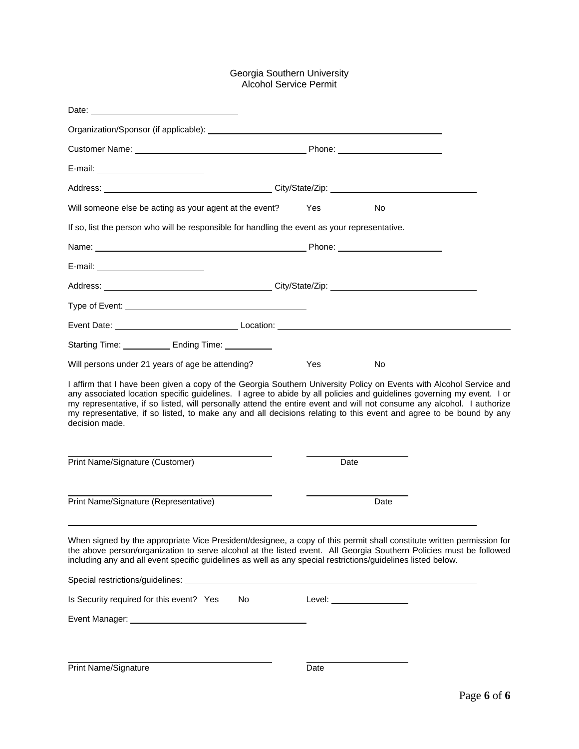Georgia Southern University
Alcohol Service Permit

Date: ______________________________

Organization/Sponsor (if applicable): ______________________________________________

Customer Name: ________________________________ Phone: ____________________

E-mail: ____________________

Address: ________________________________ City/State/Zip: ____________________________

Will someone else be acting as your agent at the event? Yes No

If so, list the person who will be responsible for handling the event as your representative.

Name: ________________________________________ Phone: ____________________

E-mail: ____________________

Address: ________________________________ City/State/Zip: ____________________________

Type of Event: ____________________________________

Event Date: ________________________ Location: ______________________________________________

Starting Time: __________ Ending Time: __________

Will persons under 21 years of age be attending? Yes No

I affirm that I have been given a copy of the Georgia Southern University Policy on Events with Alcohol Service and any associated location specific guidelines. I agree to abide by all policies and guidelines governing my event. I or my representative, if so listed, will personally attend the entire event and will not consume any alcohol. I authorize my representative, if so listed, to make any and all decisions relating to this event and agree to be bound by any decision made.

______________________________________ ____________________
Print Name/Signature (Customer) Date

______________________________________ ____________________
Print Name/Signature (Representative) Date

---

When signed by the appropriate Vice President/designee, a copy of this permit shall constitute written permission for the above person/organization to serve alcohol at the listed event. All Georgia Southern Policies must be followed including any and all event specific guidelines as well as any special restrictions/guidelines listed below.

Special restrictions/guidelines: ______________________________________________________

Is Security required for this event? Yes No Level: ________________

Event Manager: ____________________________________

______________________________________ ____________________
Print Name/Signature Date